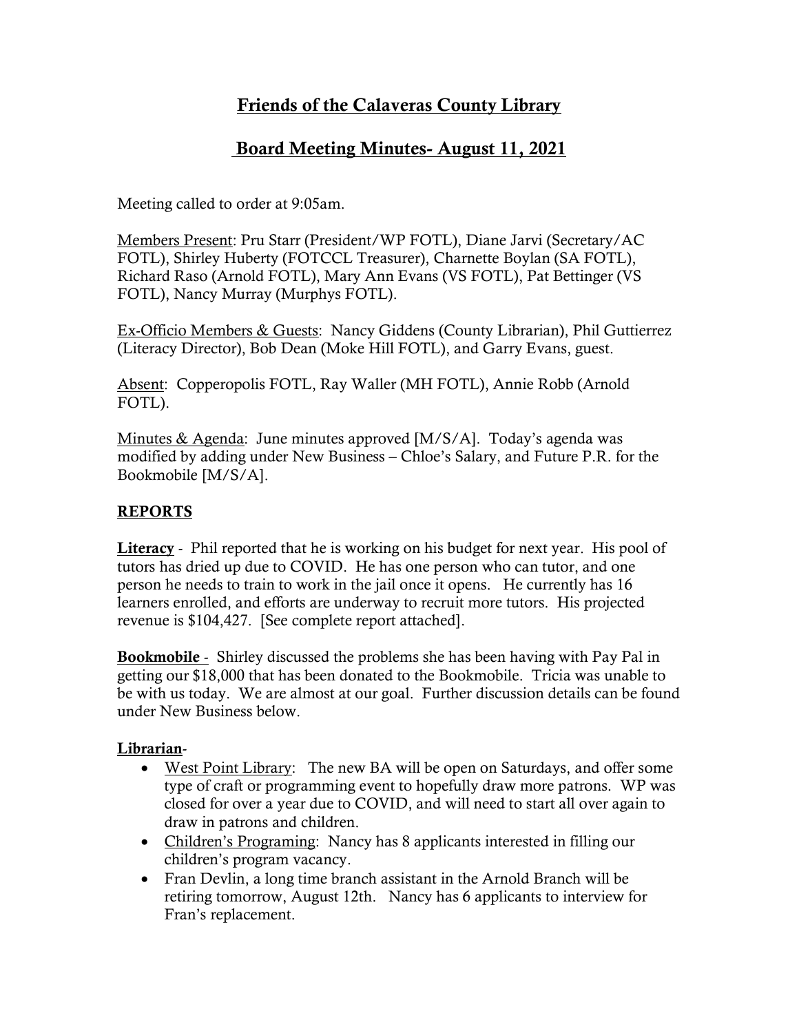# Friends of the Calaveras County Library

## Board Meeting Minutes- August 11, 2021

Meeting called to order at 9:05am.

Members Present: Pru Starr (President/WP FOTL), Diane Jarvi (Secretary/AC FOTL), Shirley Huberty (FOTCCL Treasurer), Charnette Boylan (SA FOTL), Richard Raso (Arnold FOTL), Mary Ann Evans (VS FOTL), Pat Bettinger (VS FOTL), Nancy Murray (Murphys FOTL).

Ex-Officio Members & Guests: Nancy Giddens (County Librarian), Phil Guttierrez (Literacy Director), Bob Dean (Moke Hill FOTL), and Garry Evans, guest.

Absent: Copperopolis FOTL, Ray Waller (MH FOTL), Annie Robb (Arnold FOTL).

Minutes & Agenda: June minutes approved [M/S/A]. Today's agenda was modified by adding under New Business – Chloe's Salary, and Future P.R. for the Bookmobile [M/S/A].

### REPORTS

**Literacy** - Phil reported that he is working on his budget for next year. His pool of tutors has dried up due to COVID. He has one person who can tutor, and one person he needs to train to work in the jail once it opens. He currently has 16 learners enrolled, and efforts are underway to recruit more tutors. His projected revenue is $104,427. [See complete report attached].

**Bookmobile** - Shirley discussed the problems she has been having with Pay Pal in getting our $18,000 that has been donated to the Bookmobile. Tricia was unable to be with us today. We are almost at our goal. Further discussion details can be found under New Business below.

**Librarian**-

- West Point Library: The new BA will be open on Saturdays, and offer some type of craft or programming event to hopefully draw more patrons. WP was closed for over a year due to COVID, and will need to start all over again to draw in patrons and children.
- Children's Programing: Nancy has 8 applicants interested in filling our children's program vacancy.
- Fran Devlin, a long time branch assistant in the Arnold Branch will be retiring tomorrow, August 12th. Nancy has 6 applicants to interview for Fran's replacement.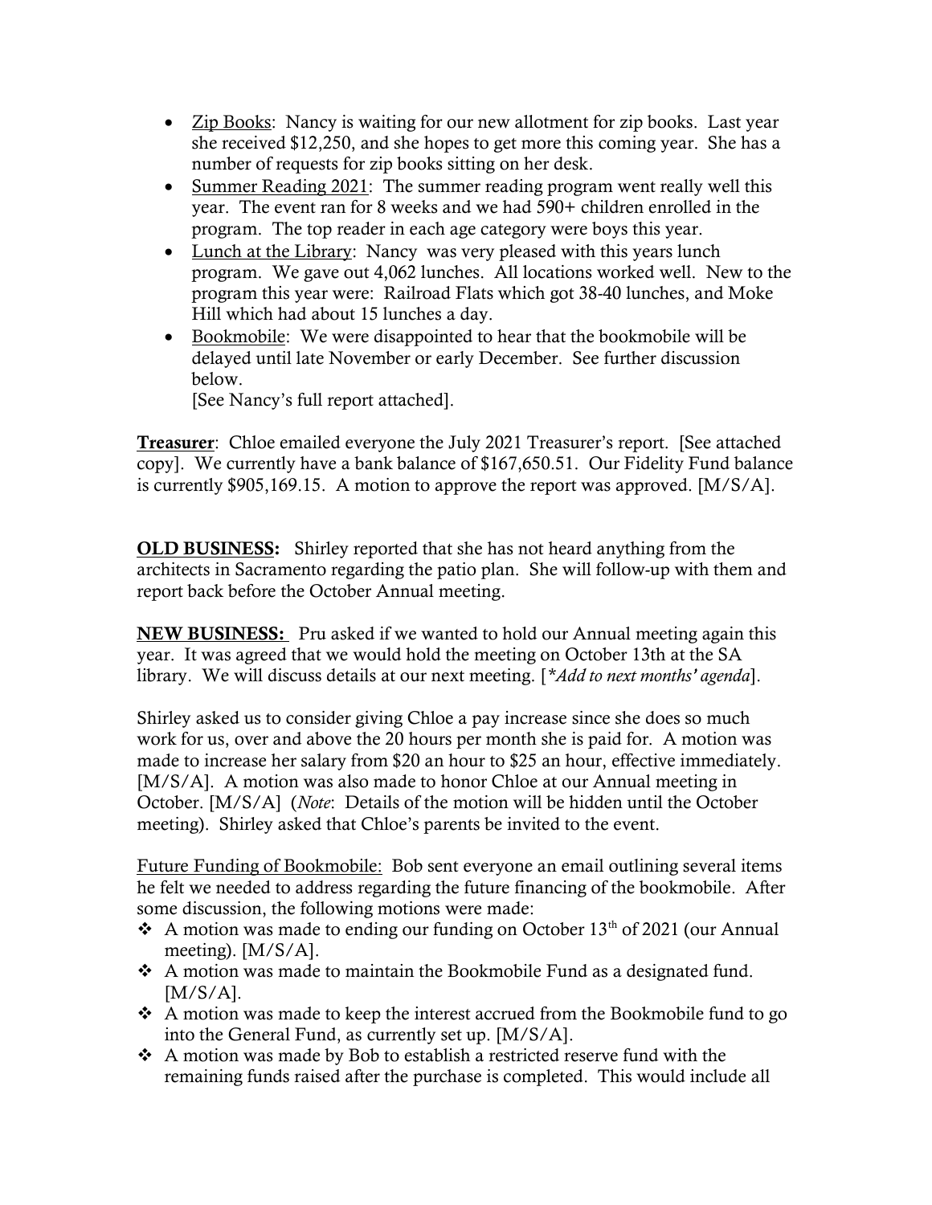- Zip Books: Nancy is waiting for our new allotment for zip books. Last year she received $12,250, and she hopes to get more this coming year. She has a number of requests for zip books sitting on her desk.
- Summer Reading 2021: The summer reading program went really well this year. The event ran for 8 weeks and we had 590+ children enrolled in the program. The top reader in each age category were boys this year.
- Lunch at the Library: Nancy was very pleased with this years lunch program. We gave out 4,062 lunches. All locations worked well. New to the program this year were: Railroad Flats which got 38-40 lunches, and Moke Hill which had about 15 lunches a day.
- Bookmobile: We were disappointed to hear that the bookmobile will be delayed until late November or early December. See further discussion below.
  [See Nancy's full report attached].

**Treasurer**: Chloe emailed everyone the July 2021 Treasurer's report. [See attached copy]. We currently have a bank balance of $167,650.51. Our Fidelity Fund balance is currently $905,169.15. A motion to approve the report was approved. [M/S/A].

**OLD BUSINESS:** Shirley reported that she has not heard anything from the architects in Sacramento regarding the patio plan. She will follow-up with them and report back before the October Annual meeting.

**NEW BUSINESS:** Pru asked if we wanted to hold our Annual meeting again this year. It was agreed that we would hold the meeting on October 13th at the SA library. We will discuss details at our next meeting. [*\*Add to next months' agenda*].

Shirley asked us to consider giving Chloe a pay increase since she does so much work for us, over and above the 20 hours per month she is paid for. A motion was made to increase her salary from $20 an hour to $25 an hour, effective immediately. [M/S/A]. A motion was also made to honor Chloe at our Annual meeting in October. [M/S/A] (*Note*: Details of the motion will be hidden until the October meeting). Shirley asked that Chloe's parents be invited to the event.

Future Funding of Bookmobile: Bob sent everyone an email outlining several items he felt we needed to address regarding the future financing of the bookmobile. After some discussion, the following motions were made:

- A motion was made to ending our funding on October 13th of 2021 (our Annual meeting). [M/S/A].
- A motion was made to maintain the Bookmobile Fund as a designated fund. [M/S/A].
- A motion was made to keep the interest accrued from the Bookmobile fund to go into the General Fund, as currently set up. [M/S/A].
- A motion was made by Bob to establish a restricted reserve fund with the remaining funds raised after the purchase is completed. This would include all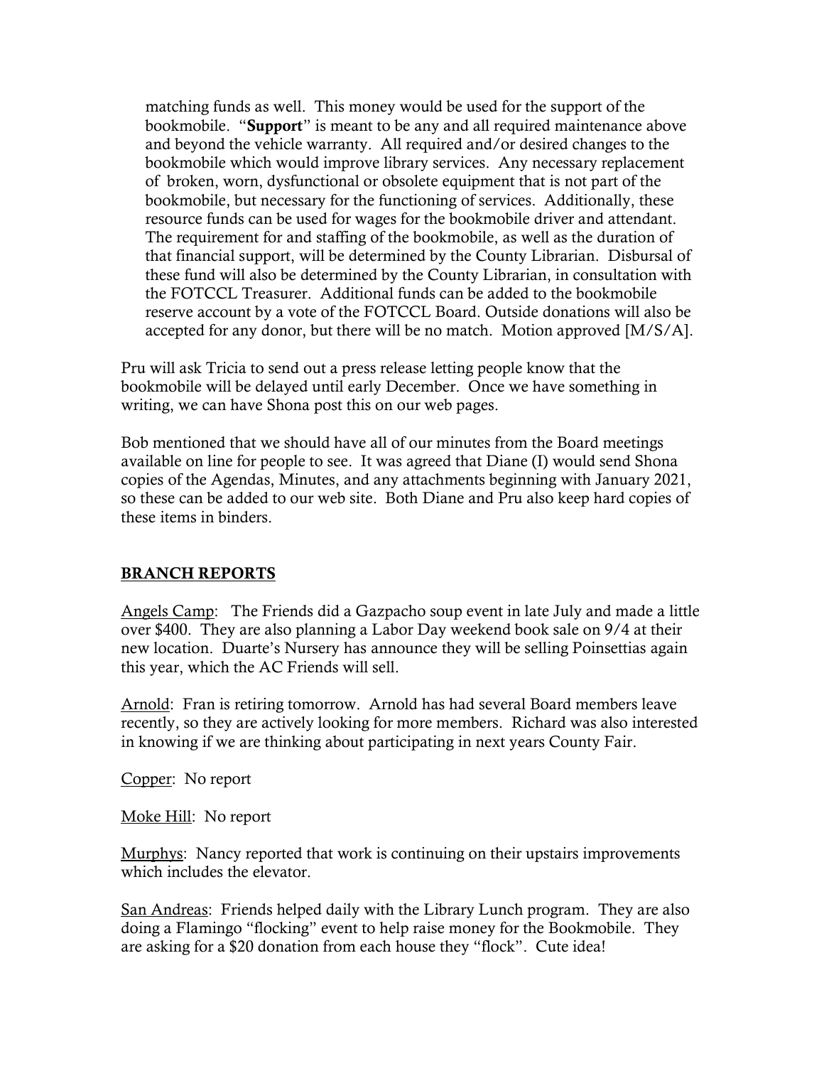matching funds as well. This money would be used for the support of the bookmobile. "**Support**" is meant to be any and all required maintenance above and beyond the vehicle warranty. All required and/or desired changes to the bookmobile which would improve library services. Any necessary replacement of broken, worn, dysfunctional or obsolete equipment that is not part of the bookmobile, but necessary for the functioning of services. Additionally, these resource funds can be used for wages for the bookmobile driver and attendant. The requirement for and staffing of the bookmobile, as well as the duration of that financial support, will be determined by the County Librarian. Disbursal of these fund will also be determined by the County Librarian, in consultation with the FOTCCL Treasurer. Additional funds can be added to the bookmobile reserve account by a vote of the FOTCCL Board. Outside donations will also be accepted for any donor, but there will be no match. Motion approved [M/S/A].

Pru will ask Tricia to send out a press release letting people know that the bookmobile will be delayed until early December. Once we have something in writing, we can have Shona post this on our web pages.

Bob mentioned that we should have all of our minutes from the Board meetings available on line for people to see. It was agreed that Diane (I) would send Shona copies of the Agendas, Minutes, and any attachments beginning with January 2021, so these can be added to our web site. Both Diane and Pru also keep hard copies of these items in binders.

## BRANCH REPORTS

Angels Camp: The Friends did a Gazpacho soup event in late July and made a little over $400. They are also planning a Labor Day weekend book sale on 9/4 at their new location. Duarte's Nursery has announce they will be selling Poinsettias again this year, which the AC Friends will sell.

Arnold: Fran is retiring tomorrow. Arnold has had several Board members leave recently, so they are actively looking for more members. Richard was also interested in knowing if we are thinking about participating in next years County Fair.

Copper: No report

Moke Hill: No report

Murphys: Nancy reported that work is continuing on their upstairs improvements which includes the elevator.

San Andreas: Friends helped daily with the Library Lunch program. They are also doing a Flamingo "flocking" event to help raise money for the Bookmobile. They are asking for a $20 donation from each house they "flock". Cute idea!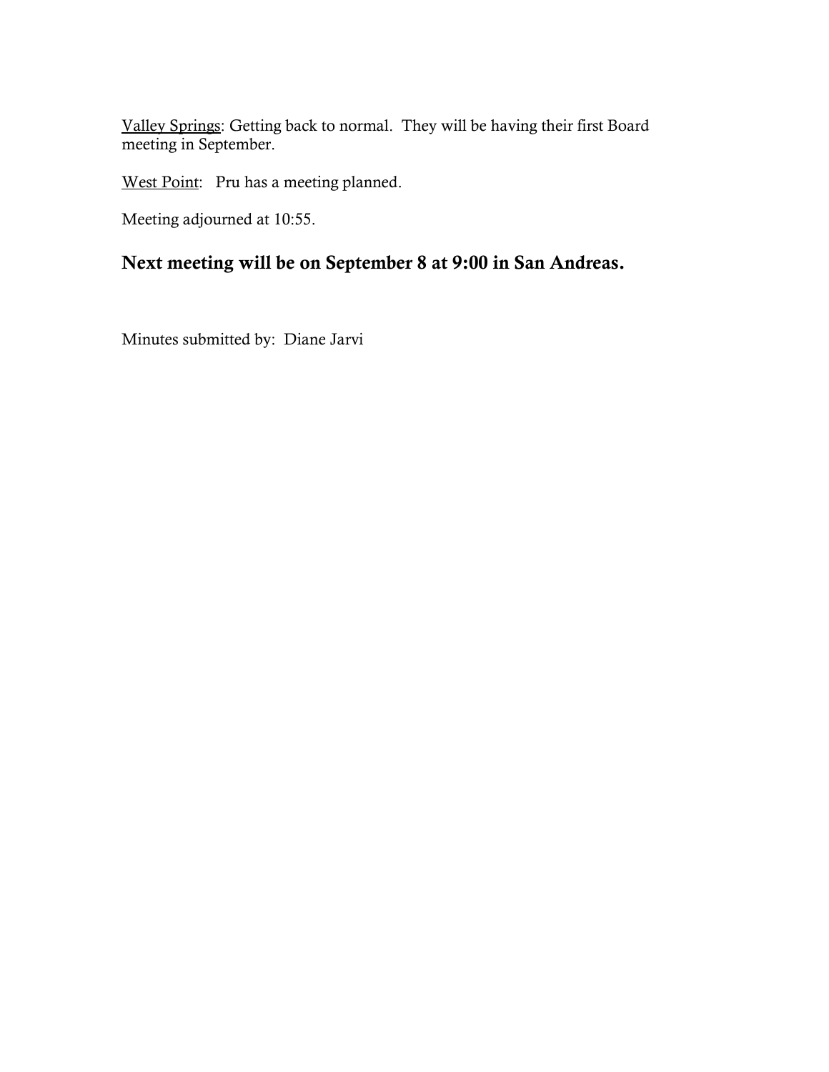<u>Valley Springs</u>: Getting back to normal. They will be having their first Board meeting in September.

<u>West Point</u>: Pru has a meeting planned.

Meeting adjourned at 10:55.

**Next meeting will be on September 8 at 9:00 in San Andreas.**

Minutes submitted by: Diane Jarvi